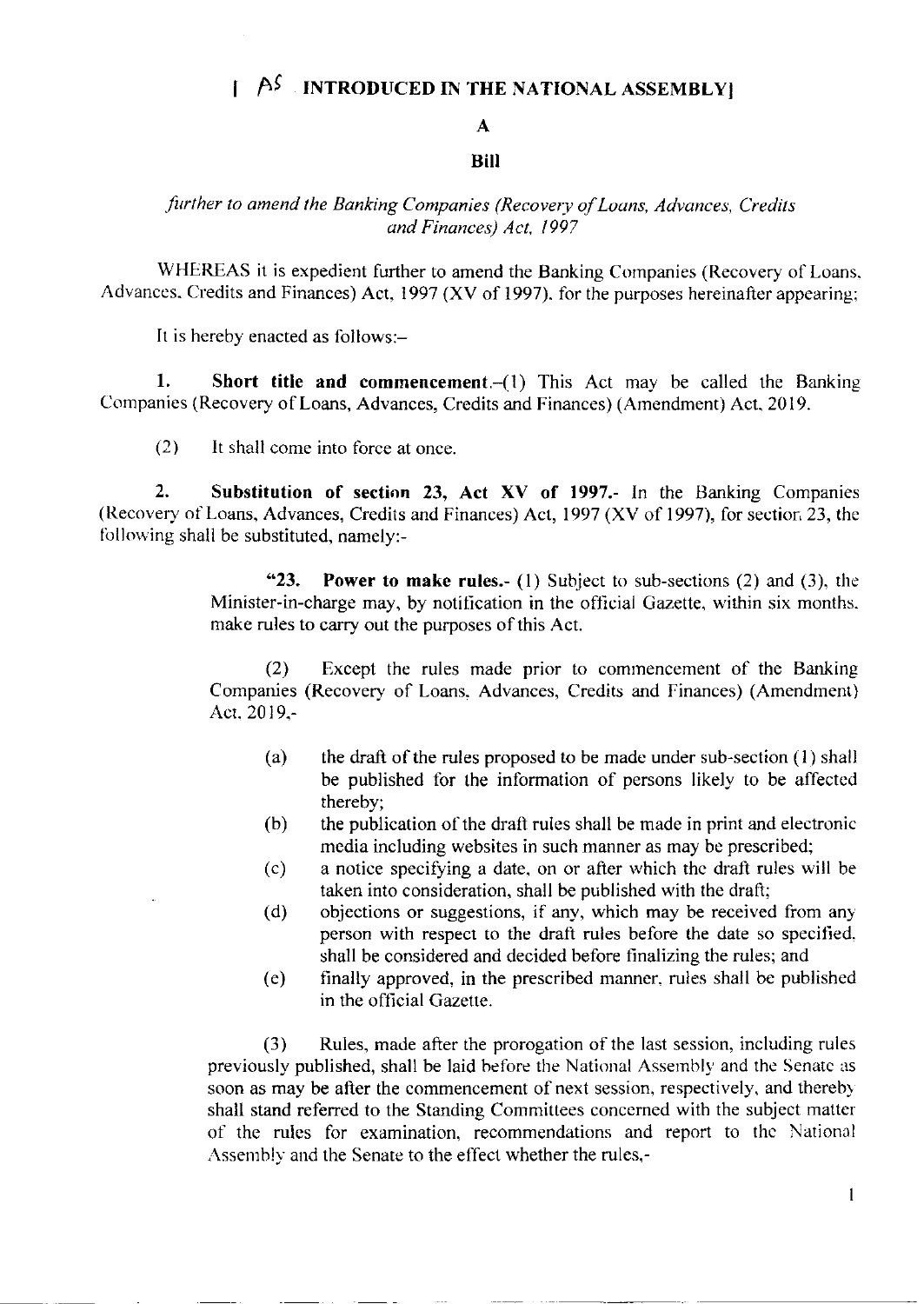**[ AS INTRODUCED IN THE NATIONAL ASSEMBLY]**

**A**

**Bill**

*further to amend the Banking Companies (Recovery of Loans, Advances, Credits and Finances) Act, 1997*

WHEREAS it is expedient further to amend the Banking Companies (Recovery of Loans, Advances, Credits and Finances) Act, 1997 (XV of 1997), for the purposes hereinafter appearing;

It is hereby enacted as follows:–

**1. Short title and commencement.**–(1) This Act may be called the Banking Companies (Recovery of Loans, Advances, Credits and Finances) (Amendment) Act, 2019.

(2) It shall come into force at once.

**2. Substitution of section 23, Act XV of 1997.**- In the Banking Companies (Recovery of Loans, Advances, Credits and Finances) Act, 1997 (XV of 1997), for section 23, the following shall be substituted, namely:-

> **"23. Power to make rules.**- (1) Subject to sub-sections (2) and (3), the Minister-in-charge may, by notification in the official Gazette, within six months, make rules to carry out the purposes of this Act.
>
> (2) Except the rules made prior to commencement of the Banking Companies (Recovery of Loans, Advances, Credits and Finances) (Amendment) Act, 2019,-
>
> (a) the draft of the rules proposed to be made under sub-section (1) shall be published for the information of persons likely to be affected thereby;
>
> (b) the publication of the draft rules shall be made in print and electronic media including websites in such manner as may be prescribed;
>
> (c) a notice specifying a date, on or after which the draft rules will be taken into consideration, shall be published with the draft;
>
> (d) objections or suggestions, if any, which may be received from any person with respect to the draft rules before the date so specified, shall be considered and decided before finalizing the rules; and
>
> (e) finally approved, in the prescribed manner, rules shall be published in the official Gazette.
>
> (3) Rules, made after the prorogation of the last session, including rules previously published, shall be laid before the National Assembly and the Senate as soon as may be after the commencement of next session, respectively, and thereby shall stand referred to the Standing Committees concerned with the subject matter of the rules for examination, recommendations and report to the National Assembly and the Senate to the effect whether the rules,-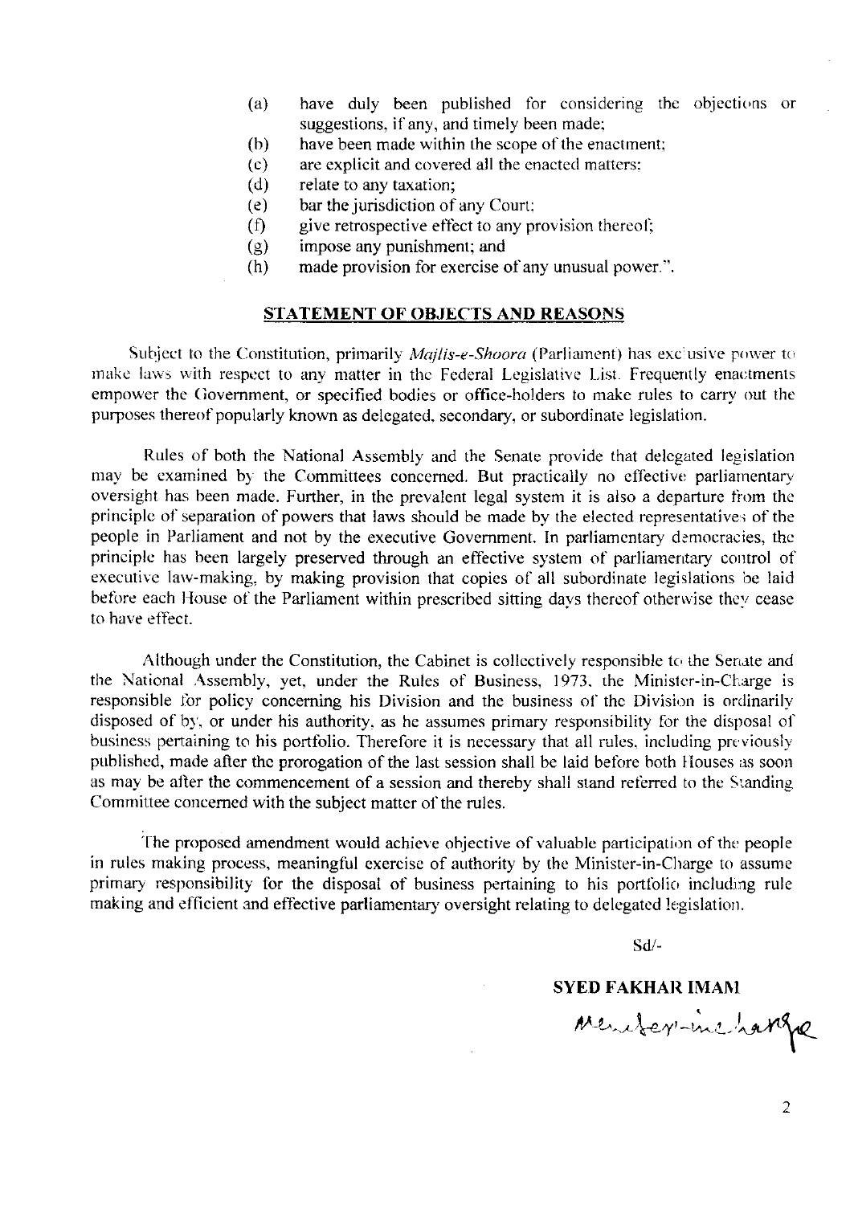(a) have duly been published for considering the objections or suggestions, if any, and timely been made;
(b) have been made within the scope of the enactment;
(c) are explicit and covered all the enacted matters;
(d) relate to any taxation;
(e) bar the jurisdiction of any Court;
(f) give retrospective effect to any provision thereof;
(g) impose any punishment; and
(h) made provision for exercise of any unusual power.".

## STATEMENT OF OBJECTS AND REASONS

Subject to the Constitution, primarily *Majlis-e-Shoora* (Parliament) has exclusive power to make laws with respect to any matter in the Federal Legislative List. Frequently enactments empower the Government, or specified bodies or office-holders to make rules to carry out the purposes thereof popularly known as delegated, secondary, or subordinate legislation.

Rules of both the National Assembly and the Senate provide that delegated legislation may be examined by the Committees concerned. But practically no effective parliamentary oversight has been made. Further, in the prevalent legal system it is also a departure from the principle of separation of powers that laws should be made by the elected representatives of the people in Parliament and not by the executive Government. In parliamentary democracies, the principle has been largely preserved through an effective system of parliamentary control of executive law-making, by making provision that copies of all subordinate legislations be laid before each House of the Parliament within prescribed sitting days thereof otherwise they cease to have effect.

Although under the Constitution, the Cabinet is collectively responsible to the Senate and the National Assembly, yet, under the Rules of Business, 1973, the Minister-in-Charge is responsible for policy concerning his Division and the business of the Division is ordinarily disposed of by, or under his authority, as he assumes primary responsibility for the disposal of business pertaining to his portfolio. Therefore it is necessary that all rules, including previously published, made after the prorogation of the last session shall be laid before both Houses as soon as may be after the commencement of a session and thereby shall stand referred to the Standing Committee concerned with the subject matter of the rules.

The proposed amendment would achieve objective of valuable participation of the people in rules making process, meaningful exercise of authority by the Minister-in-Charge to assume primary responsibility for the disposal of business pertaining to his portfolio including rule making and efficient and effective parliamentary oversight relating to delegated legislation.

Sd/-

**SYED FAKHAR IMAM**

Member-in-charge